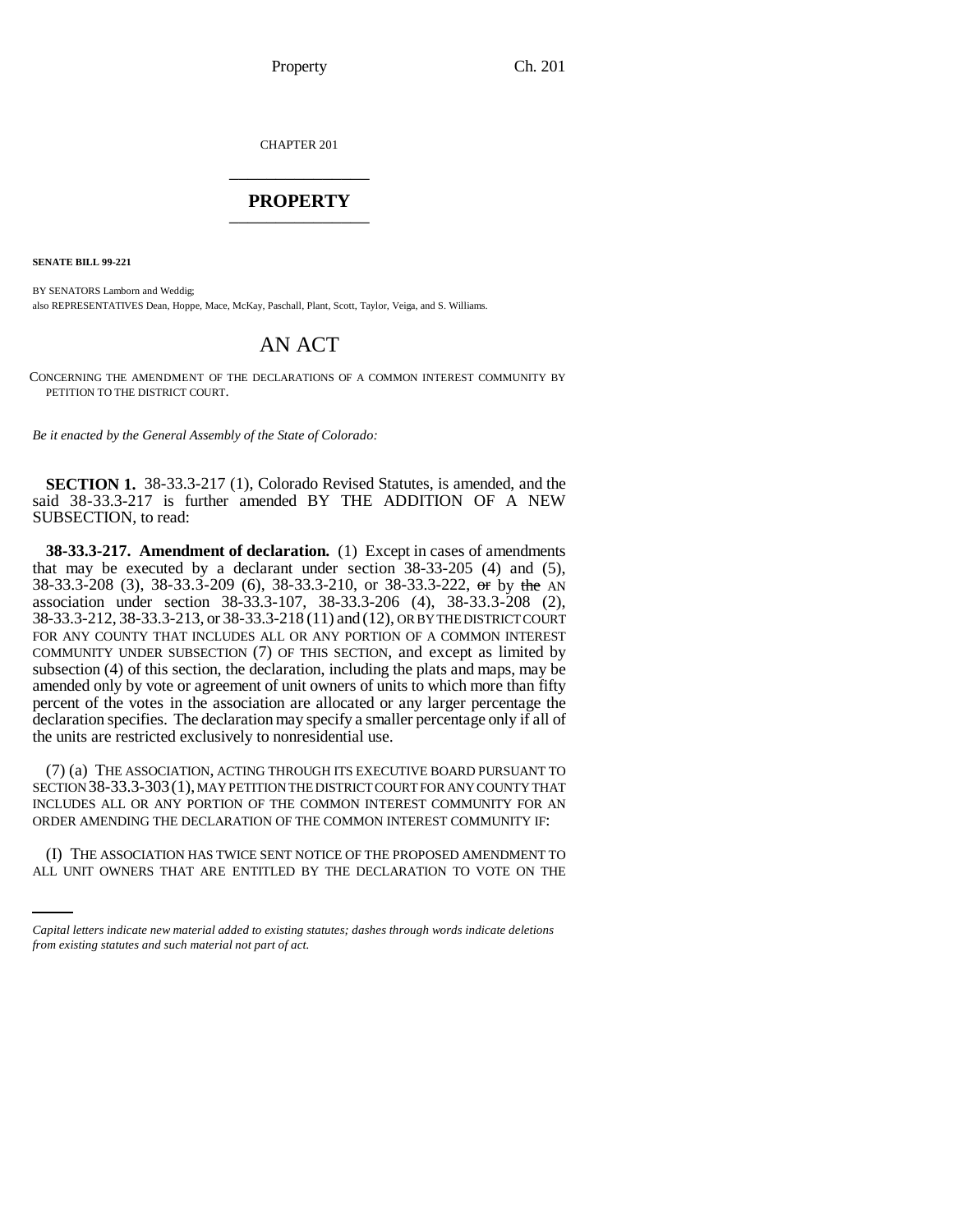CHAPTER 201

# PROPERTY

**SENATE BILL 99-221**

BY SENATORS Lamborn and Weddig;
also REPRESENTATIVES Dean, Hoppe, Mace, McKay, Paschall, Plant, Scott, Taylor, Veiga, and S. Williams.

# AN ACT

CONCERNING THE AMENDMENT OF THE DECLARATIONS OF A COMMON INTEREST COMMUNITY BY PETITION TO THE DISTRICT COURT.

*Be it enacted by the General Assembly of the State of Colorado:*

**SECTION 1.** 38-33.3-217 (1), Colorado Revised Statutes, is amended, and the said 38-33.3-217 is further amended BY THE ADDITION OF A NEW SUBSECTION, to read:

**38-33.3-217. Amendment of declaration.** (1) Except in cases of amendments that may be executed by a declarant under section 38-33-205 (4) and (5), 38-33.3-208 (3), 38-33.3-209 (6), 38-33.3-210, or 38-33.3-222, ~~or~~ by ~~the~~ AN association under section 38-33.3-107, 38-33.3-206 (4), 38-33.3-208 (2), 38-33.3-212, 38-33.3-213, or 38-33.3-218 (11) and (12), OR BY THE DISTRICT COURT FOR ANY COUNTY THAT INCLUDES ALL OR ANY PORTION OF A COMMON INTEREST COMMUNITY UNDER SUBSECTION (7) OF THIS SECTION, and except as limited by subsection (4) of this section, the declaration, including the plats and maps, may be amended only by vote or agreement of unit owners of units to which more than fifty percent of the votes in the association are allocated or any larger percentage the declaration specifies. The declaration may specify a smaller percentage only if all of the units are restricted exclusively to nonresidential use.

(7) (a) THE ASSOCIATION, ACTING THROUGH ITS EXECUTIVE BOARD PURSUANT TO SECTION 38-33.3-303 (1), MAY PETITION THE DISTRICT COURT FOR ANY COUNTY THAT INCLUDES ALL OR ANY PORTION OF THE COMMON INTEREST COMMUNITY FOR AN ORDER AMENDING THE DECLARATION OF THE COMMON INTEREST COMMUNITY IF:

(I) THE ASSOCIATION HAS TWICE SENT NOTICE OF THE PROPOSED AMENDMENT TO ALL UNIT OWNERS THAT ARE ENTITLED BY THE DECLARATION TO VOTE ON THE

*Capital letters indicate new material added to existing statutes; dashes through words indicate deletions from existing statutes and such material not part of act.*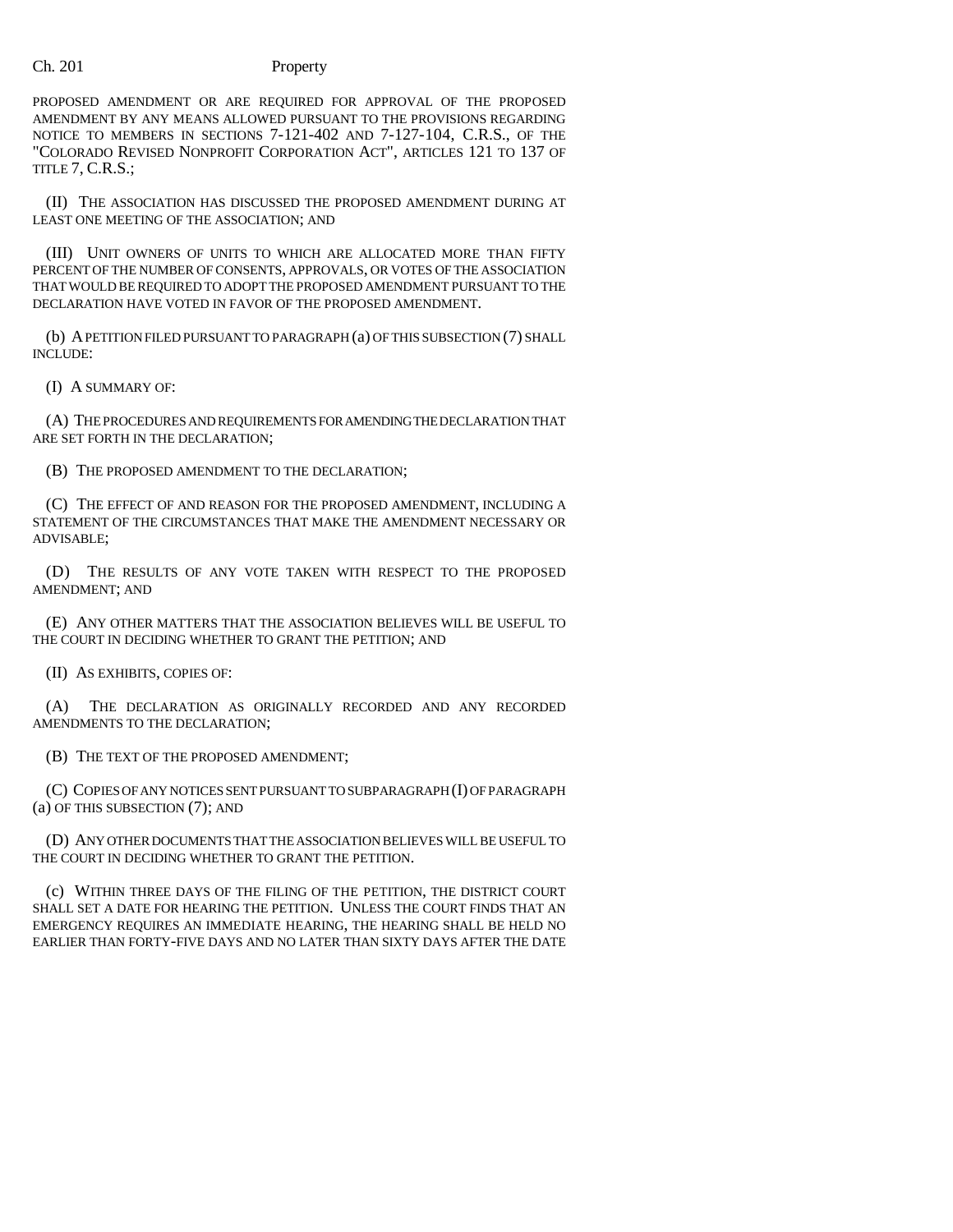PROPOSED AMENDMENT OR ARE REQUIRED FOR APPROVAL OF THE PROPOSED AMENDMENT BY ANY MEANS ALLOWED PURSUANT TO THE PROVISIONS REGARDING NOTICE TO MEMBERS IN SECTIONS 7-121-402 AND 7-127-104, C.R.S., OF THE "COLORADO REVISED NONPROFIT CORPORATION ACT", ARTICLES 121 TO 137 OF TITLE 7, C.R.S.;

(II) THE ASSOCIATION HAS DISCUSSED THE PROPOSED AMENDMENT DURING AT LEAST ONE MEETING OF THE ASSOCIATION; AND

(III) UNIT OWNERS OF UNITS TO WHICH ARE ALLOCATED MORE THAN FIFTY PERCENT OF THE NUMBER OF CONSENTS, APPROVALS, OR VOTES OF THE ASSOCIATION THAT WOULD BE REQUIRED TO ADOPT THE PROPOSED AMENDMENT PURSUANT TO THE DECLARATION HAVE VOTED IN FAVOR OF THE PROPOSED AMENDMENT.

(b) A PETITION FILED PURSUANT TO PARAGRAPH (a) OF THIS SUBSECTION (7) SHALL INCLUDE:

(I) A SUMMARY OF:

(A) THE PROCEDURES AND REQUIREMENTS FOR AMENDING THE DECLARATION THAT ARE SET FORTH IN THE DECLARATION;

(B) THE PROPOSED AMENDMENT TO THE DECLARATION;

(C) THE EFFECT OF AND REASON FOR THE PROPOSED AMENDMENT, INCLUDING A STATEMENT OF THE CIRCUMSTANCES THAT MAKE THE AMENDMENT NECESSARY OR ADVISABLE;

(D) THE RESULTS OF ANY VOTE TAKEN WITH RESPECT TO THE PROPOSED AMENDMENT; AND

(E) ANY OTHER MATTERS THAT THE ASSOCIATION BELIEVES WILL BE USEFUL TO THE COURT IN DECIDING WHETHER TO GRANT THE PETITION; AND

(II) AS EXHIBITS, COPIES OF:

(A) THE DECLARATION AS ORIGINALLY RECORDED AND ANY RECORDED AMENDMENTS TO THE DECLARATION;

(B) THE TEXT OF THE PROPOSED AMENDMENT;

(C) COPIES OF ANY NOTICES SENT PURSUANT TO SUBPARAGRAPH (I) OF PARAGRAPH (a) OF THIS SUBSECTION (7); AND

(D) ANY OTHER DOCUMENTS THAT THE ASSOCIATION BELIEVES WILL BE USEFUL TO THE COURT IN DECIDING WHETHER TO GRANT THE PETITION.

(c) WITHIN THREE DAYS OF THE FILING OF THE PETITION, THE DISTRICT COURT SHALL SET A DATE FOR HEARING THE PETITION. UNLESS THE COURT FINDS THAT AN EMERGENCY REQUIRES AN IMMEDIATE HEARING, THE HEARING SHALL BE HELD NO EARLIER THAN FORTY-FIVE DAYS AND NO LATER THAN SIXTY DAYS AFTER THE DATE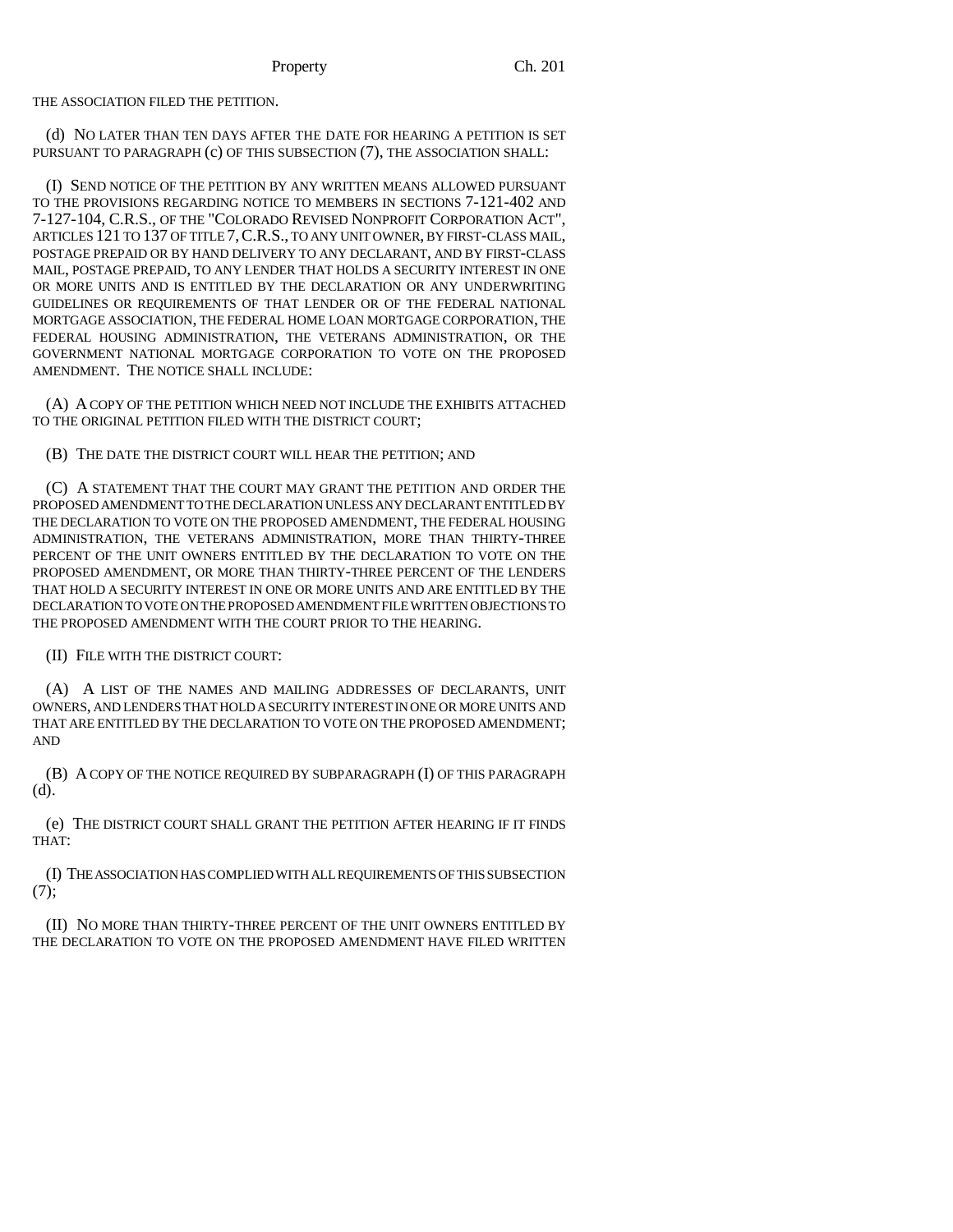THE ASSOCIATION FILED THE PETITION.

(d) NO LATER THAN TEN DAYS AFTER THE DATE FOR HEARING A PETITION IS SET PURSUANT TO PARAGRAPH (c) OF THIS SUBSECTION (7), THE ASSOCIATION SHALL:

(I) SEND NOTICE OF THE PETITION BY ANY WRITTEN MEANS ALLOWED PURSUANT TO THE PROVISIONS REGARDING NOTICE TO MEMBERS IN SECTIONS 7-121-402 AND 7-127-104, C.R.S., OF THE "COLORADO REVISED NONPROFIT CORPORATION ACT", ARTICLES 121 TO 137 OF TITLE 7, C.R.S., TO ANY UNIT OWNER, BY FIRST-CLASS MAIL, POSTAGE PREPAID OR BY HAND DELIVERY TO ANY DECLARANT, AND BY FIRST-CLASS MAIL, POSTAGE PREPAID, TO ANY LENDER THAT HOLDS A SECURITY INTEREST IN ONE OR MORE UNITS AND IS ENTITLED BY THE DECLARATION OR ANY UNDERWRITING GUIDELINES OR REQUIREMENTS OF THAT LENDER OR OF THE FEDERAL NATIONAL MORTGAGE ASSOCIATION, THE FEDERAL HOME LOAN MORTGAGE CORPORATION, THE FEDERAL HOUSING ADMINISTRATION, THE VETERANS ADMINISTRATION, OR THE GOVERNMENT NATIONAL MORTGAGE CORPORATION TO VOTE ON THE PROPOSED AMENDMENT. THE NOTICE SHALL INCLUDE:

(A) A COPY OF THE PETITION WHICH NEED NOT INCLUDE THE EXHIBITS ATTACHED TO THE ORIGINAL PETITION FILED WITH THE DISTRICT COURT;

(B) THE DATE THE DISTRICT COURT WILL HEAR THE PETITION; AND

(C) A STATEMENT THAT THE COURT MAY GRANT THE PETITION AND ORDER THE PROPOSED AMENDMENT TO THE DECLARATION UNLESS ANY DECLARANT ENTITLED BY THE DECLARATION TO VOTE ON THE PROPOSED AMENDMENT, THE FEDERAL HOUSING ADMINISTRATION, THE VETERANS ADMINISTRATION, MORE THAN THIRTY-THREE PERCENT OF THE UNIT OWNERS ENTITLED BY THE DECLARATION TO VOTE ON THE PROPOSED AMENDMENT, OR MORE THAN THIRTY-THREE PERCENT OF THE LENDERS THAT HOLD A SECURITY INTEREST IN ONE OR MORE UNITS AND ARE ENTITLED BY THE DECLARATION TO VOTE ON THE PROPOSED AMENDMENT FILE WRITTEN OBJECTIONS TO THE PROPOSED AMENDMENT WITH THE COURT PRIOR TO THE HEARING.

(II) FILE WITH THE DISTRICT COURT:

(A) A LIST OF THE NAMES AND MAILING ADDRESSES OF DECLARANTS, UNIT OWNERS, AND LENDERS THAT HOLD A SECURITY INTEREST IN ONE OR MORE UNITS AND THAT ARE ENTITLED BY THE DECLARATION TO VOTE ON THE PROPOSED AMENDMENT; AND

(B) A COPY OF THE NOTICE REQUIRED BY SUBPARAGRAPH (I) OF THIS PARAGRAPH (d).

(e) THE DISTRICT COURT SHALL GRANT THE PETITION AFTER HEARING IF IT FINDS THAT:

(I) THE ASSOCIATION HAS COMPLIED WITH ALL REQUIREMENTS OF THIS SUBSECTION (7);

(II) NO MORE THAN THIRTY-THREE PERCENT OF THE UNIT OWNERS ENTITLED BY THE DECLARATION TO VOTE ON THE PROPOSED AMENDMENT HAVE FILED WRITTEN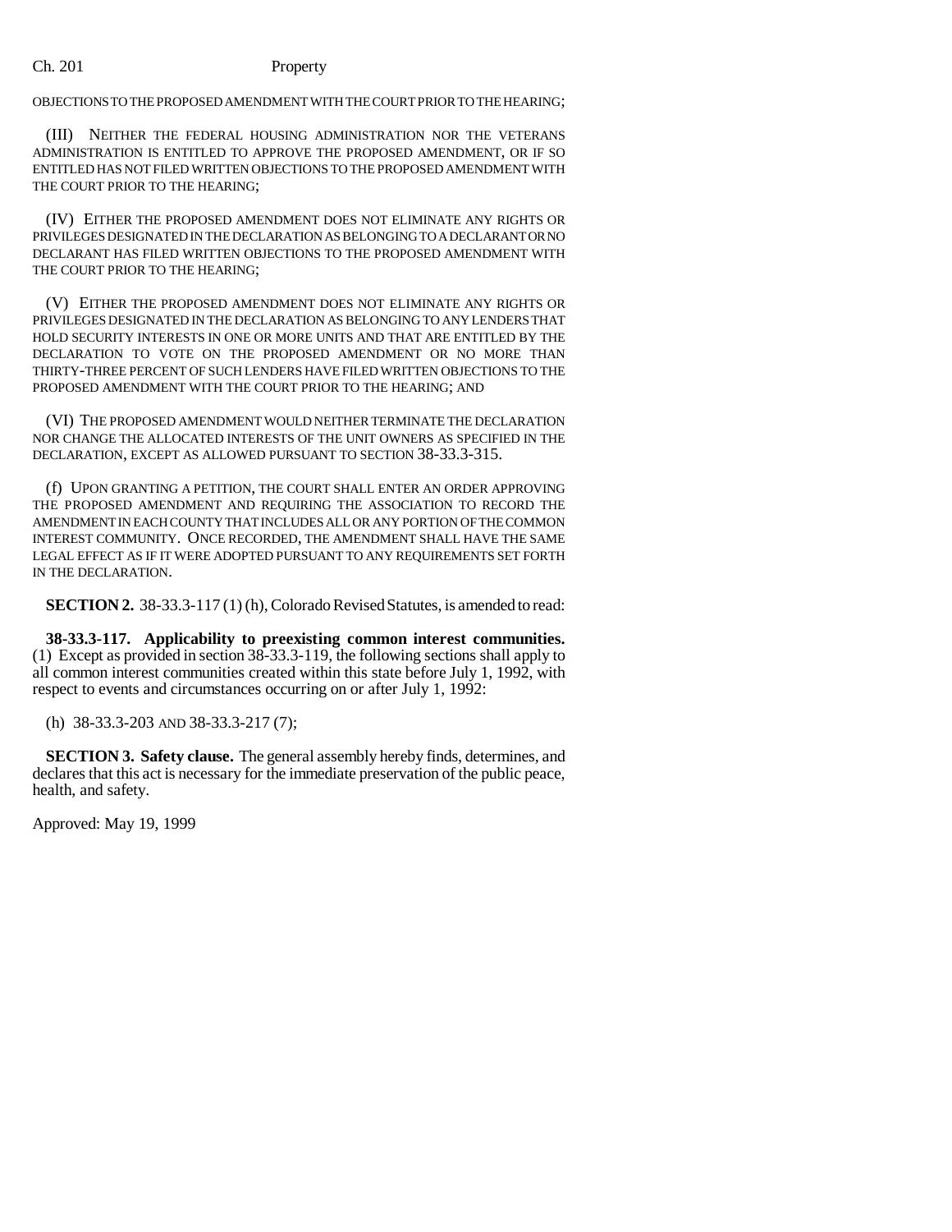OBJECTIONS TO THE PROPOSED AMENDMENT WITH THE COURT PRIOR TO THE HEARING;

(III) NEITHER THE FEDERAL HOUSING ADMINISTRATION NOR THE VETERANS ADMINISTRATION IS ENTITLED TO APPROVE THE PROPOSED AMENDMENT, OR IF SO ENTITLED HAS NOT FILED WRITTEN OBJECTIONS TO THE PROPOSED AMENDMENT WITH THE COURT PRIOR TO THE HEARING;

(IV) EITHER THE PROPOSED AMENDMENT DOES NOT ELIMINATE ANY RIGHTS OR PRIVILEGES DESIGNATED IN THE DECLARATION AS BELONGING TO A DECLARANT OR NO DECLARANT HAS FILED WRITTEN OBJECTIONS TO THE PROPOSED AMENDMENT WITH THE COURT PRIOR TO THE HEARING;

(V) EITHER THE PROPOSED AMENDMENT DOES NOT ELIMINATE ANY RIGHTS OR PRIVILEGES DESIGNATED IN THE DECLARATION AS BELONGING TO ANY LENDERS THAT HOLD SECURITY INTERESTS IN ONE OR MORE UNITS AND THAT ARE ENTITLED BY THE DECLARATION TO VOTE ON THE PROPOSED AMENDMENT OR NO MORE THAN THIRTY-THREE PERCENT OF SUCH LENDERS HAVE FILED WRITTEN OBJECTIONS TO THE PROPOSED AMENDMENT WITH THE COURT PRIOR TO THE HEARING; AND

(VI) THE PROPOSED AMENDMENT WOULD NEITHER TERMINATE THE DECLARATION NOR CHANGE THE ALLOCATED INTERESTS OF THE UNIT OWNERS AS SPECIFIED IN THE DECLARATION, EXCEPT AS ALLOWED PURSUANT TO SECTION 38-33.3-315.

(f) UPON GRANTING A PETITION, THE COURT SHALL ENTER AN ORDER APPROVING THE PROPOSED AMENDMENT AND REQUIRING THE ASSOCIATION TO RECORD THE AMENDMENT IN EACH COUNTY THAT INCLUDES ALL OR ANY PORTION OF THE COMMON INTEREST COMMUNITY. ONCE RECORDED, THE AMENDMENT SHALL HAVE THE SAME LEGAL EFFECT AS IF IT WERE ADOPTED PURSUANT TO ANY REQUIREMENTS SET FORTH IN THE DECLARATION.

**SECTION 2.** 38-33.3-117 (1) (h), Colorado Revised Statutes, is amended to read:

**38-33.3-117. Applicability to preexisting common interest communities.** (1) Except as provided in section 38-33.3-119, the following sections shall apply to all common interest communities created within this state before July 1, 1992, with respect to events and circumstances occurring on or after July 1, 1992:

(h) 38-33.3-203 AND 38-33.3-217 (7);

**SECTION 3. Safety clause.** The general assembly hereby finds, determines, and declares that this act is necessary for the immediate preservation of the public peace, health, and safety.

Approved: May 19, 1999